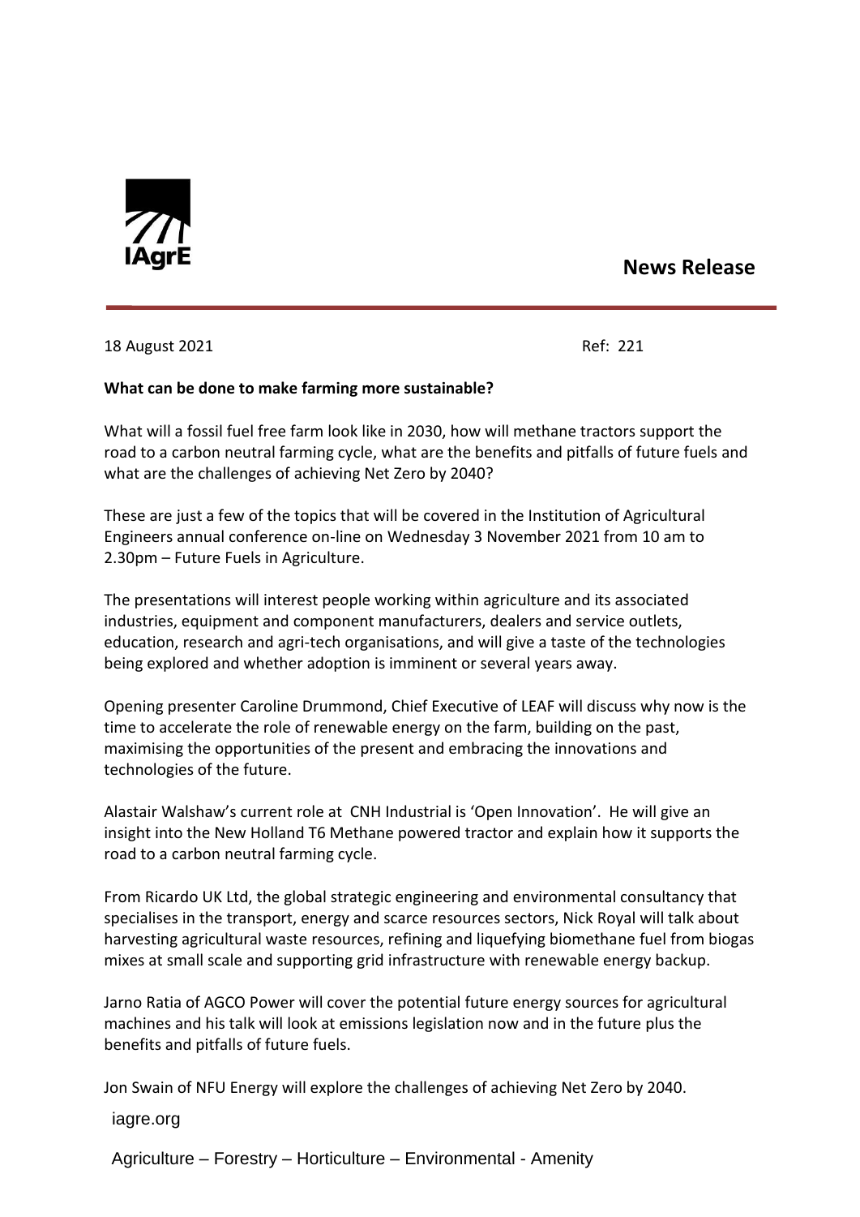IAgrE

**News Release**

18 August 2021 Ref: 221

**What can be done to make farming more sustainable?**

What will a fossil fuel free farm look like in 2030, how will methane tractors support the road to a carbon neutral farming cycle, what are the benefits and pitfalls of future fuels and what are the challenges of achieving Net Zero by 2040?

These are just a few of the topics that will be covered in the Institution of Agricultural Engineers annual conference on-line on Wednesday 3 November 2021 from 10 am to 2.30pm – Future Fuels in Agriculture.

The presentations will interest people working within agriculture and its associated industries, equipment and component manufacturers, dealers and service outlets, education, research and agri-tech organisations, and will give a taste of the technologies being explored and whether adoption is imminent or several years away.

Opening presenter Caroline Drummond, Chief Executive of LEAF will discuss why now is the time to accelerate the role of renewable energy on the farm, building on the past, maximising the opportunities of the present and embracing the innovations and technologies of the future.

Alastair Walshaw's current role at CNH Industrial is 'Open Innovation'. He will give an insight into the New Holland T6 Methane powered tractor and explain how it supports the road to a carbon neutral farming cycle.

From Ricardo UK Ltd, the global strategic engineering and environmental consultancy that specialises in the transport, energy and scarce resources sectors, Nick Royal will talk about harvesting agricultural waste resources, refining and liquefying biomethane fuel from biogas mixes at small scale and supporting grid infrastructure with renewable energy backup.

Jarno Ratia of AGCO Power will cover the potential future energy sources for agricultural machines and his talk will look at emissions legislation now and in the future plus the benefits and pitfalls of future fuels.

Jon Swain of NFU Energy will explore the challenges of achieving Net Zero by 2040.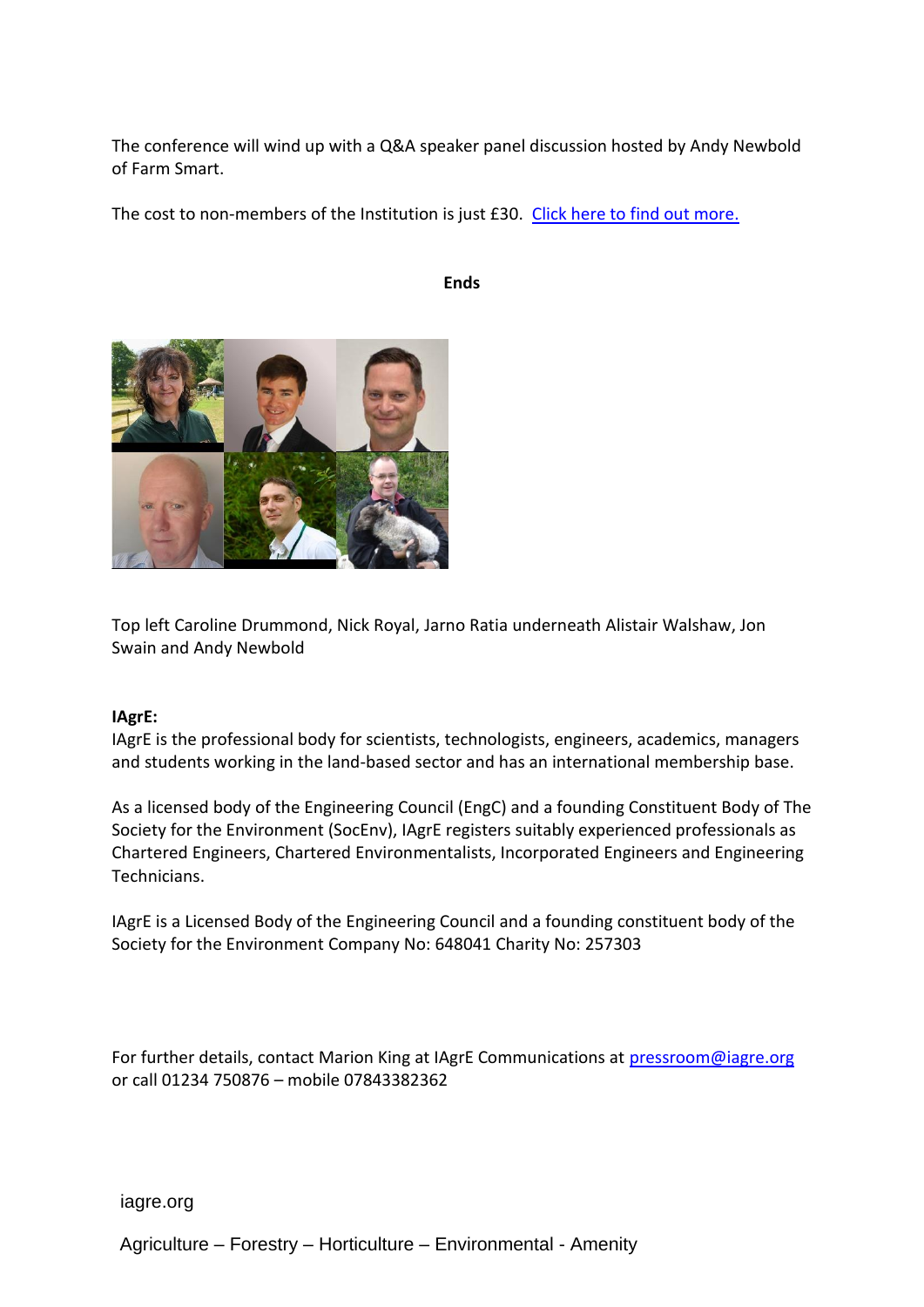The conference will wind up with a Q&A speaker panel discussion hosted by Andy Newbold of Farm Smart.

The cost to non-members of the Institution is just £30. [Click here to find out more.]

**Ends**

Top left Caroline Drummond, Nick Royal, Jarno Ratia underneath Alistair Walshaw, Jon Swain and Andy Newbold

**IAgrE:**
IAgrE is the professional body for scientists, technologists, engineers, academics, managers and students working in the land-based sector and has an international membership base.

As a licensed body of the Engineering Council (EngC) and a founding Constituent Body of The Society for the Environment (SocEnv), IAgrE registers suitably experienced professionals as Chartered Engineers, Chartered Environmentalists, Incorporated Engineers and Engineering Technicians.

IAgrE is a Licensed Body of the Engineering Council and a founding constituent body of the Society for the Environment Company No: 648041 Charity No: 257303

For further details, contact Marion King at IAgrE Communications at pressroom@iagre.org or call 01234 750876 – mobile 07843382362

iagre.org

Agriculture – Forestry – Horticulture – Environmental - Amenity